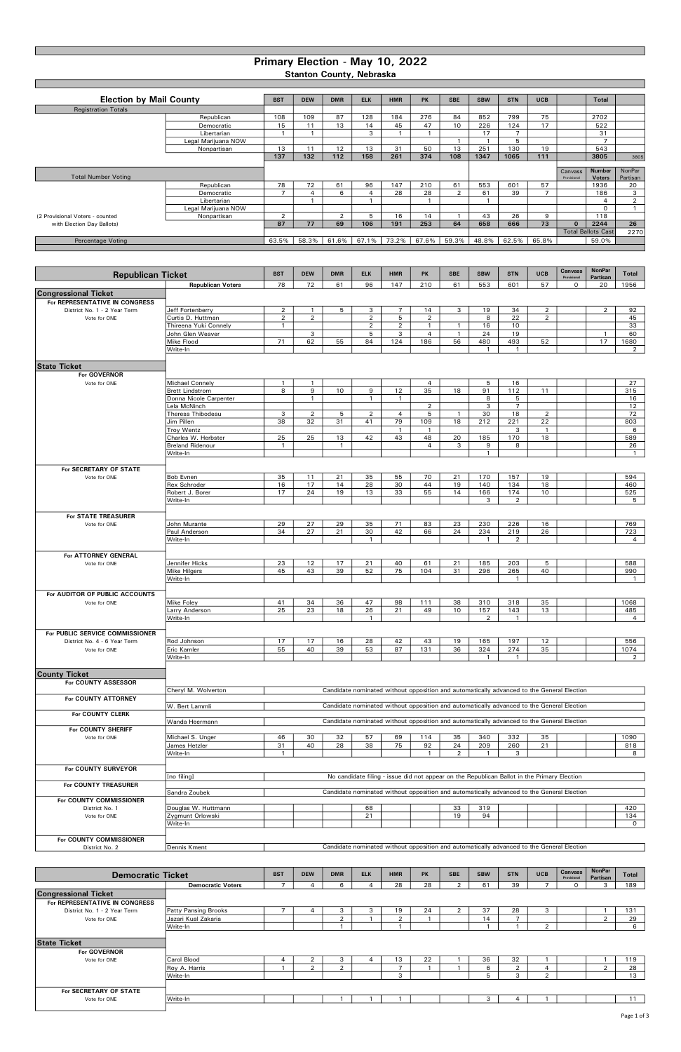# Primary Election - May 10, 2022

## Stanton County, Nebraska

| Election by Mail County | | BST | DEW | DMR | ELK | HMR | PK | SBE | SBW | STN | UCB | | Total | |
|---|---|---|---|---|---|---|---|---|---|---|---|---|---|---|
| Registration Totals | | | | | | | | | | | | | | |
| | Republican | 108 | 109 | 87 | 128 | 184 | 276 | 84 | 852 | 799 | 75 | | 2702 | |
| | Democratic | 15 | 11 | 13 | 14 | 45 | 47 | 10 | 226 | 124 | 17 | | 522 | |
| | Libertarian | 1 | 1 | | 3 | 1 | 1 | | 17 | 7 | | | 31 | |
| | Legal Marijuana NOW | | | | | | | 1 | 1 | 5 | | | 7 | |
| | Nonpartisan | 13 | 11 | 12 | 13 | 31 | 50 | 13 | 251 | 130 | 19 | | 543 | |
| | | 137 | 132 | 112 | 158 | 261 | 374 | 108 | 1347 | 1065 | 111 | | 3805 | 3805 |
| Total Number Voting | | | | | | | | | | | | Canvass Provisional | Number Voters | NonPar Partisan |
| | Republican | 78 | 72 | 61 | 96 | 147 | 210 | 61 | 553 | 601 | 57 | | 1936 | 20 |
| | Democratic | 7 | 4 | 6 | 4 | 28 | 28 | 2 | 61 | 39 | 7 | | 186 | 3 |
| | Libertarian | | 1 | | 1 | | 1 | | 1 | | | | 4 | 2 |
| | Legal Marijuana NOW | | | | | | | | | | | | 0 | 1 |
| (2 Provisional Voters - counted | Nonpartisan | 2 | | 2 | 5 | 16 | 14 | 1 | 43 | 26 | 9 | | 118 | |
| with Election Day Ballots) | | 87 | 77 | 69 | 106 | 191 | 253 | 64 | 658 | 666 | 73 | 0 | 2244 | 26 |
| | | | | | | | | | | | | Total Ballots Cast | | 2270 |
| Percentage Voting | | 63.5% | 58.3% | 61.6% | 67.1% | 73.2% | 67.6% | 59.3% | 48.8% | 62.5% | 65.8% | | 59.0% | |

| Republican Ticket | | BST | DEW | DMR | ELK | HMR | PK | SBE | SBW | STN | UCB | Canvass Provisional | NonPar Partisan | Total |
|---|---|---|---|---|---|---|---|---|---|---|---|---|---|---|
| | Republican Voters | 78 | 72 | 61 | 96 | 147 | 210 | 61 | 553 | 601 | 57 | 0 | 20 | 1956 |
| **Congressional Ticket** | | | | | | | | | | | | | | |
| For REPRESENTATIVE IN CONGRESS | | | | | | | | | | | | | | |
| District No. 1 - 2 Year Term | Jeff Fortenberry | 2 | 1 | 5 | 3 | 7 | 14 | 3 | 19 | 34 | 2 | | 2 | 92 |
| Vote for ONE | Curtis D. Huttman | 2 | 2 | | 2 | 5 | 2 | | 8 | 22 | 2 | | | 45 |
| | Thireena Yuki Connely | 1 | | | 2 | 2 | 1 | 1 | 16 | 10 | | | | 33 |
| | John Glen Weaver | | 3 | | 5 | 3 | 4 | 1 | 24 | 19 | | | 1 | 60 |
| | Mike Flood | 71 | 62 | 55 | 84 | 124 | 186 | 56 | 480 | 493 | 52 | | 17 | 1680 |
| | Write-In | | | | | | | | 1 | 1 | | | | 2 |
| **State Ticket** | | | | | | | | | | | | | | |
| For GOVERNOR | | | | | | | | | | | | | | |
| Vote for ONE | Michael Connely | 1 | 1 | | | | 4 | | 5 | 16 | | | | 27 |
| | Brett Lindstrom | 8 | 9 | 10 | 9 | 12 | 35 | 18 | 91 | 112 | 11 | | | 315 |
| | Donna Nicole Carpenter | | 1 | | 1 | 1 | | | 8 | 5 | | | | 16 |
| | Lela McNinch | | | | | | 2 | | 3 | 7 | | | | 12 |
| | Theresa Thibodeau | 3 | 2 | 5 | 2 | 4 | 5 | 1 | 30 | 18 | 2 | | | 72 |
| | Jim Pillen | 38 | 32 | 31 | 41 | 79 | 109 | 18 | 212 | 221 | 22 | | | 803 |
| | Troy Wentz | | | | | 1 | 1 | | | 3 | 1 | | | 6 |
| | Charles W. Herbster | 25 | 25 | 13 | 42 | 43 | 48 | 20 | 185 | 170 | 18 | | | 589 |
| | Breland Ridenour | 1 | | 1 | | | 4 | 3 | 9 | 8 | | | | 26 |
| | Write-In | | | | | | | | 1 | | | | | 1 |
| For SECRETARY OF STATE | | | | | | | | | | | | | | |
| Vote for ONE | Bob Evnen | 35 | 11 | 21 | 35 | 55 | 70 | 21 | 170 | 157 | 19 | | | 594 |
| | Rex Schroder | 16 | 17 | 14 | 28 | 30 | 44 | 19 | 140 | 134 | 18 | | | 460 |
| | Robert J. Borer | 17 | 24 | 19 | 13 | 33 | 55 | 14 | 166 | 174 | 10 | | | 525 |
| | Write-In | | | | | | | | 3 | 2 | | | | 5 |
| For STATE TREASURER | | | | | | | | | | | | | | |
| Vote for ONE | John Murante | 29 | 27 | 29 | 35 | 71 | 83 | 23 | 230 | 226 | 16 | | | 769 |
| | Paul Anderson | 34 | 27 | 21 | 30 | 42 | 66 | 24 | 234 | 219 | 26 | | | 723 |
| | Write-In | | | | 1 | | | | 1 | 2 | | | | 4 |
| For ATTORNEY GENERAL | | | | | | | | | | | | | | |
| Vote for ONE | Jennifer Hicks | 23 | 12 | 17 | 21 | 40 | 61 | 21 | 185 | 203 | 5 | | | 588 |
| | Mike Hilgers | 45 | 43 | 39 | 52 | 75 | 104 | 31 | 296 | 265 | 40 | | | 990 |
| | Write-In | | | | | | | | | 1 | | | | 1 |
| For AUDITOR OF PUBLIC ACCOUNTS | | | | | | | | | | | | | | |
| Vote for ONE | Mike Foley | 41 | 34 | 36 | 47 | 98 | 111 | 38 | 310 | 318 | 35 | | | 1068 |
| | Larry Anderson | 25 | 23 | 18 | 26 | 21 | 49 | 10 | 157 | 143 | 13 | | | 485 |
| | Write-In | | | | 1 | | | | 2 | 1 | | | | 4 |
| For PUBLIC SERVICE COMMISSIONER | | | | | | | | | | | | | | |
| District No. 4 - 6 Year Term | Rod Johnson | 17 | 17 | 16 | 28 | 42 | 43 | 19 | 165 | 197 | 12 | | | 556 |
| Vote for ONE | Eric Kamler | 55 | 40 | 39 | 53 | 87 | 131 | 36 | 324 | 274 | 35 | | | 1074 |
| | Write-In | | | | | | | | 1 | 1 | | | | 2 |
| **County Ticket** | | | | | | | | | | | | | | |
| For COUNTY ASSESSOR | Cheryl M. Wolverton | Candidate nominated without opposition and automatically advanced to the General Election | | | | | | | | | | | | |
| For COUNTY ATTORNEY | W. Bert Lammli | Candidate nominated without opposition and automatically advanced to the General Election | | | | | | | | | | | | |
| For COUNTY CLERK | Wanda Heermann | Candidate nominated without opposition and automatically advanced to the General Election | | | | | | | | | | | | |
| For COUNTY SHERIFF | | | | | | | | | | | | | | |
| Vote for ONE | Michael S. Unger | 46 | 30 | 32 | 57 | 69 | 114 | 35 | 340 | 332 | 35 | | | 1090 |
| | James Hetzler | 31 | 40 | 28 | 38 | 75 | 92 | 24 | 209 | 260 | 21 | | | 818 |
| | Write-In | 1 | | | | | 1 | 2 | 1 | 3 | | | | 8 |
| For COUNTY SURVEYOR | [no filing] | No candidate filing - issue did not appear on the Republican Ballot in the Primary Election | | | | | | | | | | | | |
| For COUNTY TREASURER | Sandra Zoubek | Candidate nominated without opposition and automatically advanced to the General Election | | | | | | | | | | | | |
| For COUNTY COMMISSIONER | | | | | | | | | | | | | | |
| District No. 1 | Douglas W. Huttmann | | | | 68 | | | 33 | 319 | | | | | 420 |
| Vote for ONE | Zygmunt Orlowski | | | | 21 | | | 19 | 94 | | | | | 134 |
| | Write-In | | | | | | | | | | | | | 0 |
| For COUNTY COMMISSIONER | | | | | | | | | | | | | | |
| District No. 2 | Dennis Kment | Candidate nominated without opposition and automatically advanced to the General Election | | | | | | | | | | | | |

| Democratic Ticket | | BST | DEW | DMR | ELK | HMR | PK | SBE | SBW | STN | UCB | Canvass Provisional | NonPar Partisan | Total |
|---|---|---|---|---|---|---|---|---|---|---|---|---|---|---|
| | Democratic Voters | 7 | 4 | 6 | 4 | 28 | 28 | 2 | 61 | 39 | 7 | 0 | 3 | 189 |
| **Congressional Ticket** | | | | | | | | | | | | | | |
| For REPRESENTATIVE IN CONGRESS | | | | | | | | | | | | | | |
| District No. 1 - 2 Year Term | Patty Pansing Brooks | 7 | 4 | 3 | 3 | 19 | 24 | 2 | 37 | 28 | 3 | | 1 | 131 |
| Vote for ONE | Jazari Kual Zakaria | | | 2 | 1 | 2 | 1 | | 14 | 7 | | | 2 | 29 |
| | Write-In | | | 1 | | 1 | | | 1 | 1 | 2 | | | 6 |
| **State Ticket** | | | | | | | | | | | | | | |
| For GOVERNOR | | | | | | | | | | | | | | |
| Vote for ONE | Carol Blood | 4 | 2 | 3 | 4 | 13 | 22 | 1 | 36 | 32 | 1 | | 1 | 119 |
| | Roy A. Harris | 1 | 2 | 2 | | 7 | 1 | 1 | 6 | 2 | 4 | | 2 | 28 |
| | Write-In | | | | | 3 | | | 5 | 3 | 2 | | | 13 |
| For SECRETARY OF STATE | | | | | | | | | | | | | | |
| Vote for ONE | Write-In | | | 1 | 1 | 1 | | | 3 | 4 | 1 | | | 11 |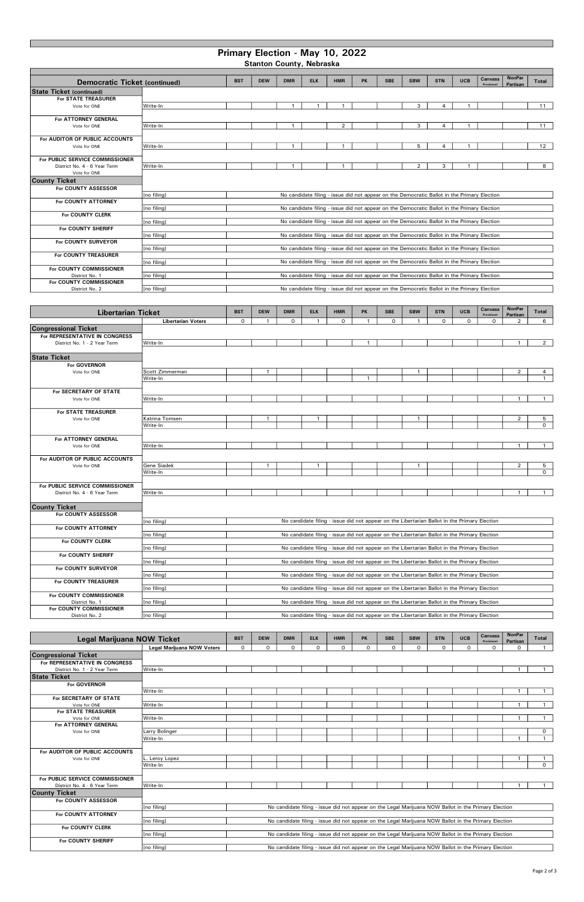# Primary Election - May 10, 2022

## Stanton County, Nebraska

| Democratic Ticket (continued) | | BST | DEW | DMR | ELK | HMR | PK | SBE | SBW | STN | UCB | Canvass Provisional | NonPar Partisan | Total |
|---|---|---|---|---|---|---|---|---|---|---|---|---|---|---|
| **State Ticket (continued)** | | | | | | | | | | | | | | |
| For STATE TREASURER Vote for ONE | Write-In | | | 1 | 1 | 1 | | | 3 | 4 | 1 | | | 11 |
| For ATTORNEY GENERAL Vote for ONE | Write-In | | | 1 | | 2 | | | 3 | 4 | 1 | | | 11 |
| For AUDITOR OF PUBLIC ACCOUNTS Vote for ONE | Write-In | | | 1 | | 1 | | | 5 | 4 | 1 | | | 12 |
| For PUBLIC SERVICE COMMISSIONER District No. 4 - 6 Year Term Vote for ONE | Write-In | | | 1 | | 1 | | | 2 | 3 | 1 | | | 8 |
| **County Ticket** | | | | | | | | | | | | | | |
| For COUNTY ASSESSOR | [no filing] | No candidate filing - issue did not appear on the Democratic Ballot in the Primary Election | | | | | | | | | | | | |
| For COUNTY ATTORNEY | [no filing] | No candidate filing - issue did not appear on the Democratic Ballot in the Primary Election | | | | | | | | | | | | |
| For COUNTY CLERK | [no filing] | No candidate filing - issue did not appear on the Democratic Ballot in the Primary Election | | | | | | | | | | | | |
| For COUNTY SHERIFF | [no filing] | No candidate filing - issue did not appear on the Democratic Ballot in the Primary Election | | | | | | | | | | | | |
| For COUNTY SURVEYOR | [no filing] | No candidate filing - issue did not appear on the Democratic Ballot in the Primary Election | | | | | | | | | | | | |
| For COUNTY TREASURER | [no filing] | No candidate filing - issue did not appear on the Democratic Ballot in the Primary Election | | | | | | | | | | | | |
| For COUNTY COMMISSIONER District No. 1 | [no filing] | No candidate filing - issue did not appear on the Democratic Ballot in the Primary Election | | | | | | | | | | | | |
| For COUNTY COMMISSIONER District No. 2 | [no filing] | No candidate filing - issue did not appear on the Democratic Ballot in the Primary Election | | | | | | | | | | | | |

| Libertarian Ticket | | BST | DEW | DMR | ELK | HMR | PK | SBE | SBW | STN | UCB | Canvass Provisional | NonPar Partisan | Total |
|---|---|---|---|---|---|---|---|---|---|---|---|---|---|---|
| | Libertarian Voters | 0 | 1 | 0 | 1 | 0 | 1 | 0 | 1 | 0 | 0 | 0 | 2 | 6 |
| **Congressional Ticket** | | | | | | | | | | | | | | |
| For REPRESENTATIVE IN CONGRESS District No. 1 - 2 Year Term | Write-In | | | | | | 1 | | | | | | 1 | 2 |
| **State Ticket** | | | | | | | | | | | | | | |
| For GOVERNOR Vote for ONE | Scott Zimmerman | | 1 | | | | | | 1 | | | | 2 | 4 |
| | Write-In | | | | | | 1 | | | | | | | 1 |
| For SECRETARY OF STATE Vote for ONE | Write-In | | | | | | | | | | | | 1 | 1 |
| For STATE TREASURER Vote for ONE | Katrina Tomsen | | 1 | | 1 | | | | 1 | | | | 2 | 5 |
| | Write-In | | | | | | | | | | | | | 0 |
| For ATTORNEY GENERAL Vote for ONE | Write-In | | | | | | | | | | | | 1 | 1 |
| For AUDITOR OF PUBLIC ACCOUNTS Vote for ONE | Gene Siadek | | 1 | | 1 | | | | 1 | | | | 2 | 5 |
| | Write-In | | | | | | | | | | | | | 0 |
| For PUBLIC SERVICE COMMISSIONER District No. 4 - 6 Year Term | Write-In | | | | | | | | | | | | 1 | 1 |
| **County Ticket** | | | | | | | | | | | | | | |
| For COUNTY ASSESSOR | [no filing] | No candidate filing - issue did not appear on the Libertarian Ballot in the Primary Election | | | | | | | | | | | | |
| For COUNTY ATTORNEY | [no filing] | No candidate filing - issue did not appear on the Libertarian Ballot in the Primary Election | | | | | | | | | | | | |
| For COUNTY CLERK | [no filing] | No candidate filing - issue did not appear on the Libertarian Ballot in the Primary Election | | | | | | | | | | | | |
| For COUNTY SHERIFF | [no filing] | No candidate filing - issue did not appear on the Libertarian Ballot in the Primary Election | | | | | | | | | | | | |
| For COUNTY SURVEYOR | [no filing] | No candidate filing - issue did not appear on the Libertarian Ballot in the Primary Election | | | | | | | | | | | | |
| For COUNTY TREASURER | [no filing] | No candidate filing - issue did not appear on the Libertarian Ballot in the Primary Election | | | | | | | | | | | | |
| For COUNTY COMMISSIONER District No. 1 | [no filing] | No candidate filing - issue did not appear on the Libertarian Ballot in the Primary Election | | | | | | | | | | | | |
| For COUNTY COMMISSIONER District No. 2 | [no filing] | No candidate filing - issue did not appear on the Libertarian Ballot in the Primary Election | | | | | | | | | | | | |

| Legal Marijuana NOW Ticket | | BST | DEW | DMR | ELK | HMR | PK | SBE | SBW | STN | UCB | Canvass Provisional | NonPar Partisan | Total |
|---|---|---|---|---|---|---|---|---|---|---|---|---|---|---|
| | Legal Marijuana NOW Voters | 0 | 0 | 0 | 0 | 0 | 0 | 0 | 0 | 0 | 0 | 0 | 0 | 1 |
| **Congressional Ticket** | | | | | | | | | | | | | | |
| For REPRESENTATIVE IN CONGRESS District No. 1 - 2 Year Term | Write-In | | | | | | | | | | | | 1 | 1 |
| **State Ticket** | | | | | | | | | | | | | | |
| For GOVERNOR | Write-In | | | | | | | | | | | | 1 | 1 |
| For SECRETARY OF STATE Vote for ONE | Write-In | | | | | | | | | | | | 1 | 1 |
| For STATE TREASURER Vote for ONE | Write-In | | | | | | | | | | | | 1 | 1 |
| For ATTORNEY GENERAL Vote for ONE | Larry Bolinger | | | | | | | | | | | | | 0 |
| | Write-In | | | | | | | | | | | | 1 | 1 |
| For AUDITOR OF PUBLIC ACCOUNTS Vote for ONE | L. Leroy Lopez | | | | | | | | | | | | 1 | 1 |
| | Write-In | | | | | | | | | | | | | 0 |
| For PUBLIC SERVICE COMMISSIONER District No. 4 - 6 Year Term | Write-In | | | | | | | | | | | | 1 | 1 |
| **County Ticket** | | | | | | | | | | | | | | |
| For COUNTY ASSESSOR | [no filing] | No candidate filing - issue did not appear on the Legal Marijuana NOW Ballot in the Primary Election | | | | | | | | | | | | |
| For COUNTY ATTORNEY | [no filing] | No candidate filing - issue did not appear on the Legal Marijuana NOW Ballot in the Primary Election | | | | | | | | | | | | |
| For COUNTY CLERK | [no filing] | No candidate filing - issue did not appear on the Legal Marijuana NOW Ballot in the Primary Election | | | | | | | | | | | | |
| For COUNTY SHERIFF | [no filing] | No candidate filing - issue did not appear on the Legal Marijuana NOW Ballot in the Primary Election | | | | | | | | | | | | |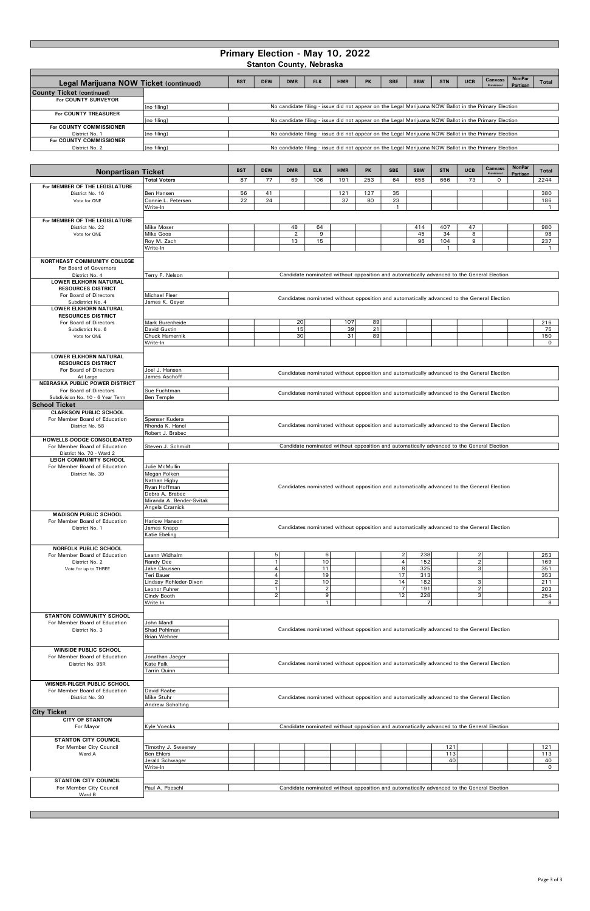# Primary Election - May 10, 2022

## Stanton County, Nebraska

| Legal Marijuana NOW Ticket (continued) | | BST | DEW | DMR | ELK | HMR | PK | SBE | SBW | STN | UCB | Canvass Provisional | NonPar Partisan | Total |
|---|---|---|---|---|---|---|---|---|---|---|---|---|---|---|
| **County Ticket (continued)** | | | | | | | | | | | | | | |
| For COUNTY SURVEYOR | [no filing] | No candidate filing - issue did not appear on the Legal Marijuana NOW Ballot in the Primary Election | | | | | | | | | | | | |
| For COUNTY TREASURER | [no filing] | No candidate filing - issue did not appear on the Legal Marijuana NOW Ballot in the Primary Election | | | | | | | | | | | | |
| For COUNTY COMMISSIONER District No. 1 | [no filing] | No candidate filing - issue did not appear on the Legal Marijuana NOW Ballot in the Primary Election | | | | | | | | | | | | |
| For COUNTY COMMISSIONER District No. 2 | [no filing] | No candidate filing - issue did not appear on the Legal Marijuana NOW Ballot in the Primary Election | | | | | | | | | | | | |

| Nonpartisan Ticket | | BST | DEW | DMR | ELK | HMR | PK | SBE | SBW | STN | UCB | Canvass Provisional | NonPar Partisan | Total |
|---|---|---|---|---|---|---|---|---|---|---|---|---|---|---|
| | Total Voters | 87 | 77 | 69 | 106 | 191 | 253 | 64 | 658 | 666 | 73 | 0 | | 2244 |
| For MEMBER OF THE LEGISLATURE District No. 16 Vote for ONE | Ben Hansen | 56 | 41 | | | 121 | 127 | 35 | | | | | | 380 |
| | Connie L. Petersen | 22 | 24 | | | 37 | 80 | 23 | | | | | | 186 |
| | Write-In | | | | | | | 1 | | | | | | 1 |
| For MEMBER OF THE LEGISLATURE District No. 22 Vote for ONE | Mike Moser | | | 48 | 64 | | | | 414 | 407 | 47 | | | 980 |
| | Mike Goos | | | 2 | 9 | | | | 45 | 34 | 8 | | | 98 |
| | Roy M. Zach | | | 13 | 15 | | | | 96 | 104 | 9 | | | 237 |
| | Write-In | | | | | | | | | 1 | | | | 1 |
| NORTHEAST COMMUNITY COLLEGE For Board of Governors District No. 4 | Terry F. Nelson | Candidate nominated without opposition and automatically advanced to the General Election | | | | | | | | | | | | |
| LOWER ELKHORN NATURAL RESOURCES DISTRICT For Board of Directors Subdistrict No. 4 | Michael Fleer | Candidates nominated without opposition and automatically advanced to the General Election | | | | | | | | | | | | |
| | James K. Geyer | | | | | | | | | | | | | |
| LOWER ELKHORN NATURAL RESOURCES DISTRICT For Board of Directors Subdistrict No. 6 Vote for ONE | Mark Burenheide | | | 20 | | 107 | 89 | | | | | | | 216 |
| | David Gustin | | | 15 | | 39 | 21 | | | | | | | 75 |
| | Chuck Hamernik | | | 30 | | 31 | 89 | | | | | | | 150 |
| | Write-In | | | | | | | | | | | | | 0 |
| LOWER ELKHORN NATURAL RESOURCES DISTRICT For Board of Directors At Large | Joel J. Hansen | Candidates nominated without opposition and automatically advanced to the General Election | | | | | | | | | | | | |
| | James Aschoff | | | | | | | | | | | | | |
| NEBRASKA PUBLIC POWER DISTRICT For Board of Directors Subdivision No. 10 - 6 Year Term | Sue Fuchtman | Candidates nominated without opposition and automatically advanced to the General Election | | | | | | | | | | | | |
| | Ben Temple | | | | | | | | | | | | | |
| **School Ticket** | | | | | | | | | | | | | | |
| CLARKSON PUBLIC SCHOOL For Member Board of Education District No. 58 | Spenser Kudera | Candidates nominated without opposition and automatically advanced to the General Election | | | | | | | | | | | | |
| | Rhonda K. Hanel | | | | | | | | | | | | | |
| | Robert J. Brabec | | | | | | | | | | | | | |
| HOWELLS-DODGE CONSOLIDATED For Member Board of Education District No. 70 - Ward 2 | Steven J. Schmidt | Candidate nominated without opposition and automatically advanced to the General Election | | | | | | | | | | | | |
| LEIGH COMMUNITY SCHOOL For Member Board of Education District No. 39 | Julie McMullin | Candidates nominated without opposition and automatically advanced to the General Election | | | | | | | | | | | | |
| | Megan Folken | | | | | | | | | | | | | |
| | Nathan Higby | | | | | | | | | | | | | |
| | Ryan Hoffman | | | | | | | | | | | | | |
| | Debra A. Brabec | | | | | | | | | | | | | |
| | Miranda A. Bender-Svitak | | | | | | | | | | | | | |
| | Angela Czarnick | | | | | | | | | | | | | |
| MADISON PUBLIC SCHOOL For Member Board of Education District No. 1 | Harlow Hanson | Candidates nominated without opposition and automatically advanced to the General Election | | | | | | | | | | | | |
| | James Knapp | | | | | | | | | | | | | |
| | Katie Ebeling | | | | | | | | | | | | | |
| NORFOLK PUBLIC SCHOOL For Member Board of Education District No. 2 Vote for up to THREE | Leann Widhalm | | 5 | | 6 | | | 2 | 238 | | 2 | | | 253 |
| | Randy Dee | | 1 | | 10 | | | 4 | 152 | | 2 | | | 169 |
| | Jake Claussen | | 4 | | 11 | | | 8 | 325 | | 3 | | | 351 |
| | Teri Bauer | | 4 | | 19 | | | 17 | 313 | | | | | 353 |
| | Lindsay Rohleder-Dixon | | 2 | | 10 | | | 14 | 182 | | 3 | | | 211 |
| | Leonor Fuhrer | | 1 | | 2 | | | 7 | 191 | | 2 | | | 203 |
| | Cindy Booth | | 2 | | 9 | | | 12 | 228 | | 3 | | | 254 |
| | Write In | | | | 1 | | | | 7 | | | | | 8 |
| STANTON COMMUNITY SCHOOL For Member Board of Education District No. 3 | John Mandl | Candidates nominated without opposition and automatically advanced to the General Election | | | | | | | | | | | | |
| | Shad Pohlman | | | | | | | | | | | | | |
| | Brian Wehner | | | | | | | | | | | | | |
| WINSIDE PUBLIC SCHOOL For Member Board of Education District No. 95R | Jonathan Jaeger | Candidates nominated without opposition and automatically advanced to the General Election | | | | | | | | | | | | |
| | Kate Falk | | | | | | | | | | | | | |
| | Tarrin Quinn | | | | | | | | | | | | | |
| WISNER-PILGER PUBLIC SCHOOL For Member Board of Education District No. 30 | David Raabe | Candidates nominated without opposition and automatically advanced to the General Election | | | | | | | | | | | | |
| | Mike Stuhr | | | | | | | | | | | | | |
| | Andrew Scholting | | | | | | | | | | | | | |
| **City Ticket** | | | | | | | | | | | | | | |
| CITY OF STANTON For Mayor | Kyle Voecks | Candidate nominated without opposition and automatically advanced to the General Election | | | | | | | | | | | | |
| STANTON CITY COUNCIL For Member City Council Ward A | Timothy J. Sweeney | | | | | | | | | 121 | | | | 121 |
| | Ben Ehlers | | | | | | | | | 113 | | | | 113 |
| | Jerald Schwager | | | | | | | | | 40 | | | | 40 |
| | Write-In | | | | | | | | | | | | | 0 |
| STANTON CITY COUNCIL For Member City Council Ward B | Paul A. Poeschl | Candidate nominated without opposition and automatically advanced to the General Election | | | | | | | | | | | | |